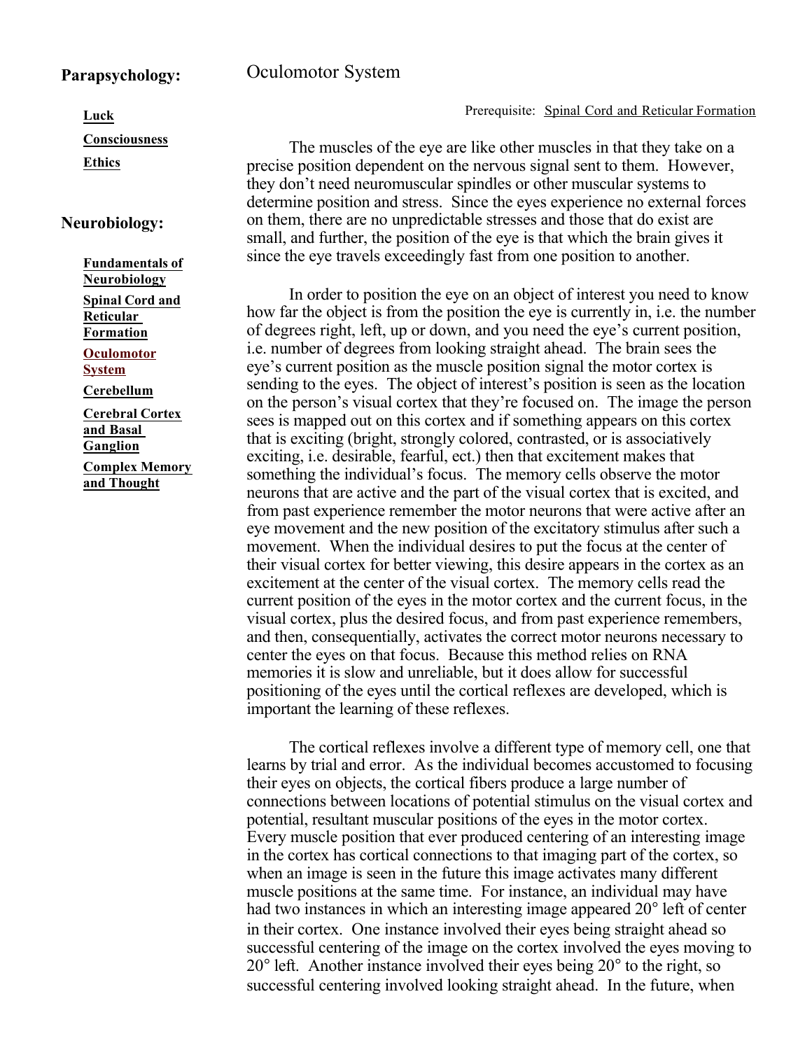**Parapsychology:**

- Luck
- Consciousness
- Ethics

**Neurobiology:**

- Fundamentals of Neurobiology
- Spinal Cord and Reticular Formation
- Oculomotor System
- Cerebellum
- Cerebral Cortex and Basal Ganglion
- Complex Memory and Thought

# Oculomotor System

Prerequisite: Spinal Cord and Reticular Formation

The muscles of the eye are like other muscles in that they take on a precise position dependent on the nervous signal sent to them. However, they don't need neuromuscular spindles or other muscular systems to determine position and stress. Since the eyes experience no external forces on them, there are no unpredictable stresses and those that do exist are small, and further, the position of the eye is that which the brain gives it since the eye travels exceedingly fast from one position to another.

In order to position the eye on an object of interest you need to know how far the object is from the position the eye is currently in, i.e. the number of degrees right, left, up or down, and you need the eye's current position, i.e. number of degrees from looking straight ahead. The brain sees the eye's current position as the muscle position signal the motor cortex is sending to the eyes. The object of interest's position is seen as the location on the person's visual cortex that they're focused on. The image the person sees is mapped out on this cortex and if something appears on this cortex that is exciting (bright, strongly colored, contrasted, or is associatively exciting, i.e. desirable, fearful, ect.) then that excitement makes that something the individual's focus. The memory cells observe the motor neurons that are active and the part of the visual cortex that is excited, and from past experience remember the motor neurons that were active after an eye movement and the new position of the excitatory stimulus after such a movement. When the individual desires to put the focus at the center of their visual cortex for better viewing, this desire appears in the cortex as an excitement at the center of the visual cortex. The memory cells read the current position of the eyes in the motor cortex and the current focus, in the visual cortex, plus the desired focus, and from past experience remembers, and then, consequentially, activates the correct motor neurons necessary to center the eyes on that focus. Because this method relies on RNA memories it is slow and unreliable, but it does allow for successful positioning of the eyes until the cortical reflexes are developed, which is important the learning of these reflexes.

The cortical reflexes involve a different type of memory cell, one that learns by trial and error. As the individual becomes accustomed to focusing their eyes on objects, the cortical fibers produce a large number of connections between locations of potential stimulus on the visual cortex and potential, resultant muscular positions of the eyes in the motor cortex. Every muscle position that ever produced centering of an interesting image in the cortex has cortical connections to that imaging part of the cortex, so when an image is seen in the future this image activates many different muscle positions at the same time. For instance, an individual may have had two instances in which an interesting image appeared 20° left of center in their cortex. One instance involved their eyes being straight ahead so successful centering of the image on the cortex involved the eyes moving to 20° left. Another instance involved their eyes being 20° to the right, so successful centering involved looking straight ahead. In the future, when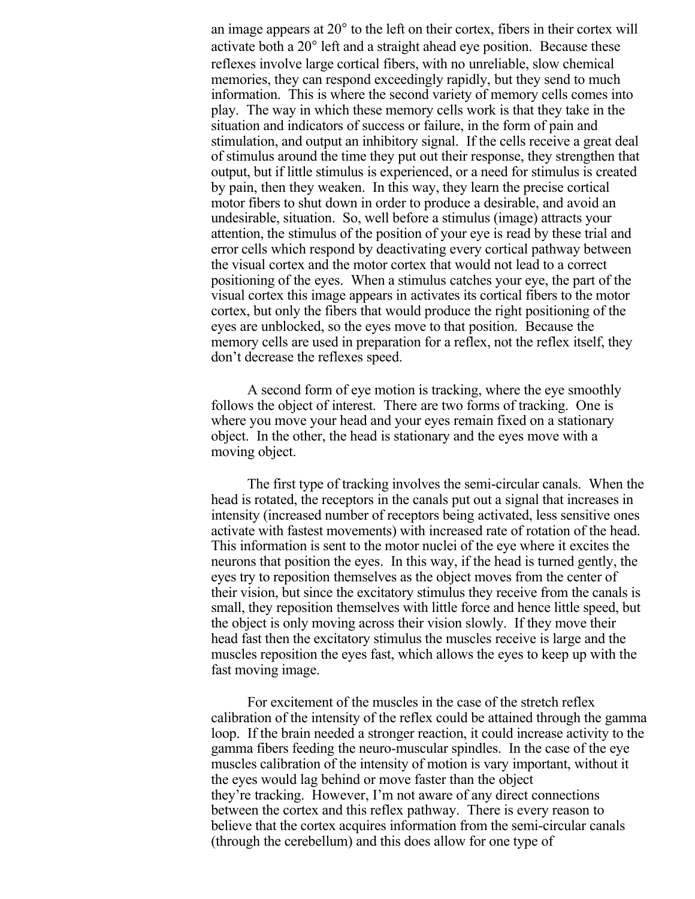an image appears at 20° to the left on their cortex, fibers in their cortex will activate both a 20° left and a straight ahead eye position. Because these reflexes involve large cortical fibers, with no unreliable, slow chemical memories, they can respond exceedingly rapidly, but they send to much information. This is where the second variety of memory cells comes into play. The way in which these memory cells work is that they take in the situation and indicators of success or failure, in the form of pain and stimulation, and output an inhibitory signal. If the cells receive a great deal of stimulus around the time they put out their response, they strengthen that output, but if little stimulus is experienced, or a need for stimulus is created by pain, then they weaken. In this way, they learn the precise cortical motor fibers to shut down in order to produce a desirable, and avoid an undesirable, situation. So, well before a stimulus (image) attracts your attention, the stimulus of the position of your eye is read by these trial and error cells which respond by deactivating every cortical pathway between the visual cortex and the motor cortex that would not lead to a correct positioning of the eyes. When a stimulus catches your eye, the part of the visual cortex this image appears in activates its cortical fibers to the motor cortex, but only the fibers that would produce the right positioning of the eyes are unblocked, so the eyes move to that position. Because the memory cells are used in preparation for a reflex, not the reflex itself, they don't decrease the reflexes speed.

A second form of eye motion is tracking, where the eye smoothly follows the object of interest. There are two forms of tracking. One is where you move your head and your eyes remain fixed on a stationary object. In the other, the head is stationary and the eyes move with a moving object.

The first type of tracking involves the semi-circular canals. When the head is rotated, the receptors in the canals put out a signal that increases in intensity (increased number of receptors being activated, less sensitive ones activate with fastest movements) with increased rate of rotation of the head. This information is sent to the motor nuclei of the eye where it excites the neurons that position the eyes. In this way, if the head is turned gently, the eyes try to reposition themselves as the object moves from the center of their vision, but since the excitatory stimulus they receive from the canals is small, they reposition themselves with little force and hence little speed, but the object is only moving across their vision slowly. If they move their head fast then the excitatory stimulus the muscles receive is large and the muscles reposition the eyes fast, which allows the eyes to keep up with the fast moving image.

For excitement of the muscles in the case of the stretch reflex calibration of the intensity of the reflex could be attained through the gamma loop. If the brain needed a stronger reaction, it could increase activity to the gamma fibers feeding the neuro-muscular spindles. In the case of the eye muscles calibration of the intensity of motion is vary important, without it the eyes would lag behind or move faster than the object they're tracking. However, I'm not aware of any direct connections between the cortex and this reflex pathway. There is every reason to believe that the cortex acquires information from the semi-circular canals (through the cerebellum) and this does allow for one type of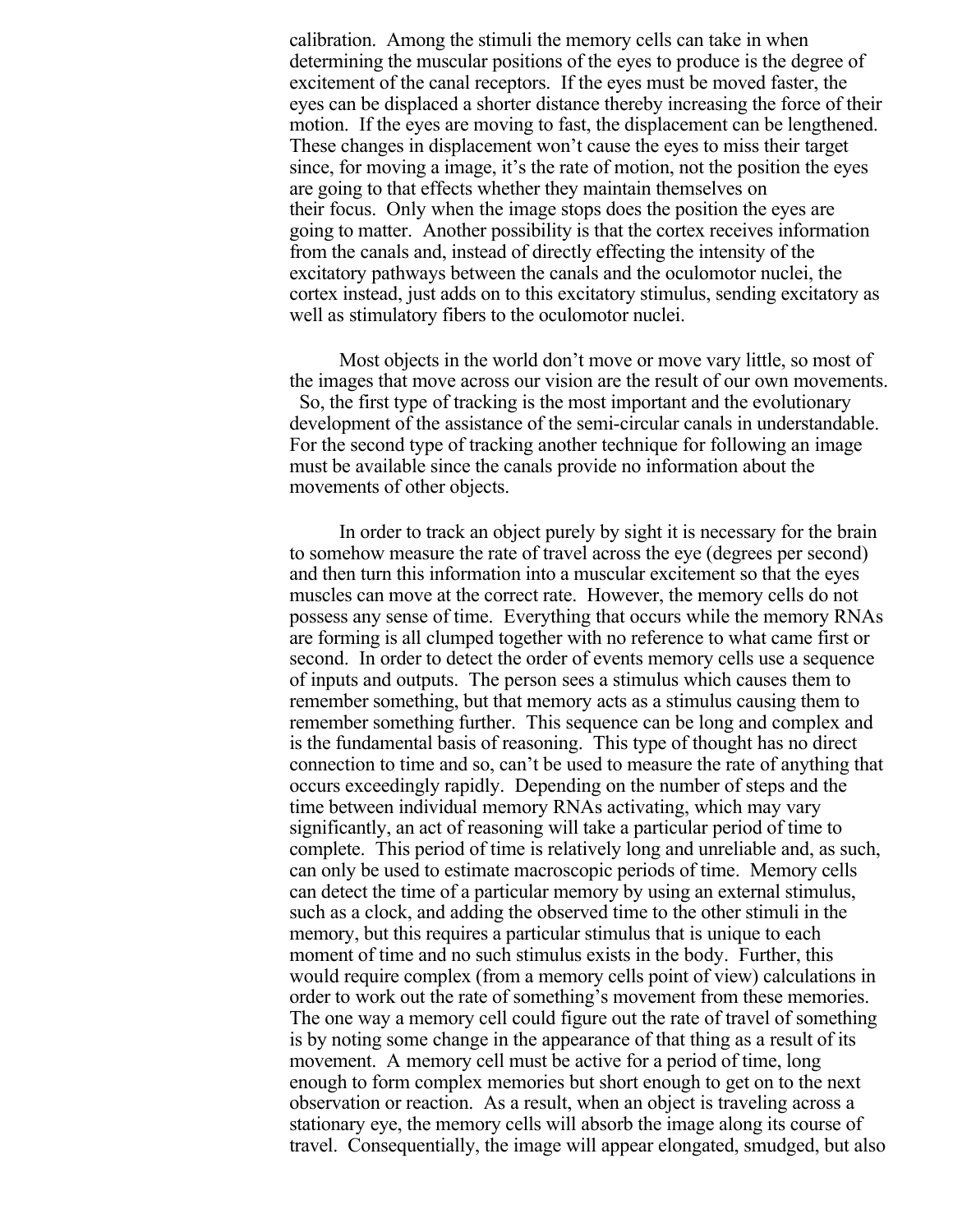calibration. Among the stimuli the memory cells can take in when determining the muscular positions of the eyes to produce is the degree of excitement of the canal receptors. If the eyes must be moved faster, the eyes can be displaced a shorter distance thereby increasing the force of their motion. If the eyes are moving to fast, the displacement can be lengthened. These changes in displacement won't cause the eyes to miss their target since, for moving a image, it's the rate of motion, not the position the eyes are going to that effects whether they maintain themselves on their focus. Only when the image stops does the position the eyes are going to matter. Another possibility is that the cortex receives information from the canals and, instead of directly effecting the intensity of the excitatory pathways between the canals and the oculomotor nuclei, the cortex instead, just adds on to this excitatory stimulus, sending excitatory as well as stimulatory fibers to the oculomotor nuclei.

Most objects in the world don't move or move vary little, so most of the images that move across our vision are the result of our own movements. So, the first type of tracking is the most important and the evolutionary development of the assistance of the semi-circular canals in understandable. For the second type of tracking another technique for following an image must be available since the canals provide no information about the movements of other objects.

In order to track an object purely by sight it is necessary for the brain to somehow measure the rate of travel across the eye (degrees per second) and then turn this information into a muscular excitement so that the eyes muscles can move at the correct rate. However, the memory cells do not possess any sense of time. Everything that occurs while the memory RNAs are forming is all clumped together with no reference to what came first or second. In order to detect the order of events memory cells use a sequence of inputs and outputs. The person sees a stimulus which causes them to remember something, but that memory acts as a stimulus causing them to remember something further. This sequence can be long and complex and is the fundamental basis of reasoning. This type of thought has no direct connection to time and so, can't be used to measure the rate of anything that occurs exceedingly rapidly. Depending on the number of steps and the time between individual memory RNAs activating, which may vary significantly, an act of reasoning will take a particular period of time to complete. This period of time is relatively long and unreliable and, as such, can only be used to estimate macroscopic periods of time. Memory cells can detect the time of a particular memory by using an external stimulus, such as a clock, and adding the observed time to the other stimuli in the memory, but this requires a particular stimulus that is unique to each moment of time and no such stimulus exists in the body. Further, this would require complex (from a memory cells point of view) calculations in order to work out the rate of something's movement from these memories. The one way a memory cell could figure out the rate of travel of something is by noting some change in the appearance of that thing as a result of its movement. A memory cell must be active for a period of time, long enough to form complex memories but short enough to get on to the next observation or reaction. As a result, when an object is traveling across a stationary eye, the memory cells will absorb the image along its course of travel. Consequentially, the image will appear elongated, smudged, but also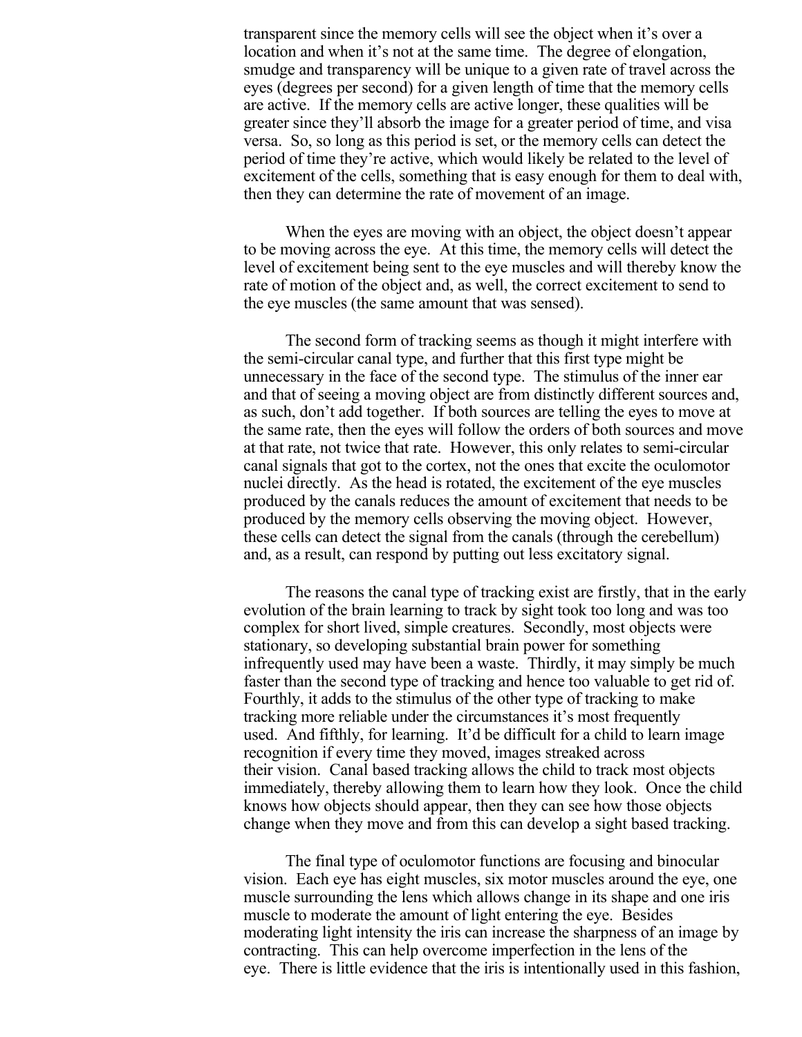transparent since the memory cells will see the object when it's over a location and when it's not at the same time. The degree of elongation, smudge and transparency will be unique to a given rate of travel across the eyes (degrees per second) for a given length of time that the memory cells are active. If the memory cells are active longer, these qualities will be greater since they'll absorb the image for a greater period of time, and visa versa. So, so long as this period is set, or the memory cells can detect the period of time they're active, which would likely be related to the level of excitement of the cells, something that is easy enough for them to deal with, then they can determine the rate of movement of an image.

When the eyes are moving with an object, the object doesn't appear to be moving across the eye. At this time, the memory cells will detect the level of excitement being sent to the eye muscles and will thereby know the rate of motion of the object and, as well, the correct excitement to send to the eye muscles (the same amount that was sensed).

The second form of tracking seems as though it might interfere with the semi-circular canal type, and further that this first type might be unnecessary in the face of the second type. The stimulus of the inner ear and that of seeing a moving object are from distinctly different sources and, as such, don't add together. If both sources are telling the eyes to move at the same rate, then the eyes will follow the orders of both sources and move at that rate, not twice that rate. However, this only relates to semi-circular canal signals that got to the cortex, not the ones that excite the oculomotor nuclei directly. As the head is rotated, the excitement of the eye muscles produced by the canals reduces the amount of excitement that needs to be produced by the memory cells observing the moving object. However, these cells can detect the signal from the canals (through the cerebellum) and, as a result, can respond by putting out less excitatory signal.

The reasons the canal type of tracking exist are firstly, that in the early evolution of the brain learning to track by sight took too long and was too complex for short lived, simple creatures. Secondly, most objects were stationary, so developing substantial brain power for something infrequently used may have been a waste. Thirdly, it may simply be much faster than the second type of tracking and hence too valuable to get rid of. Fourthly, it adds to the stimulus of the other type of tracking to make tracking more reliable under the circumstances it's most frequently used. And fifthly, for learning. It'd be difficult for a child to learn image recognition if every time they moved, images streaked across their vision. Canal based tracking allows the child to track most objects immediately, thereby allowing them to learn how they look. Once the child knows how objects should appear, then they can see how those objects change when they move and from this can develop a sight based tracking.

The final type of oculomotor functions are focusing and binocular vision. Each eye has eight muscles, six motor muscles around the eye, one muscle surrounding the lens which allows change in its shape and one iris muscle to moderate the amount of light entering the eye. Besides moderating light intensity the iris can increase the sharpness of an image by contracting. This can help overcome imperfection in the lens of the eye. There is little evidence that the iris is intentionally used in this fashion,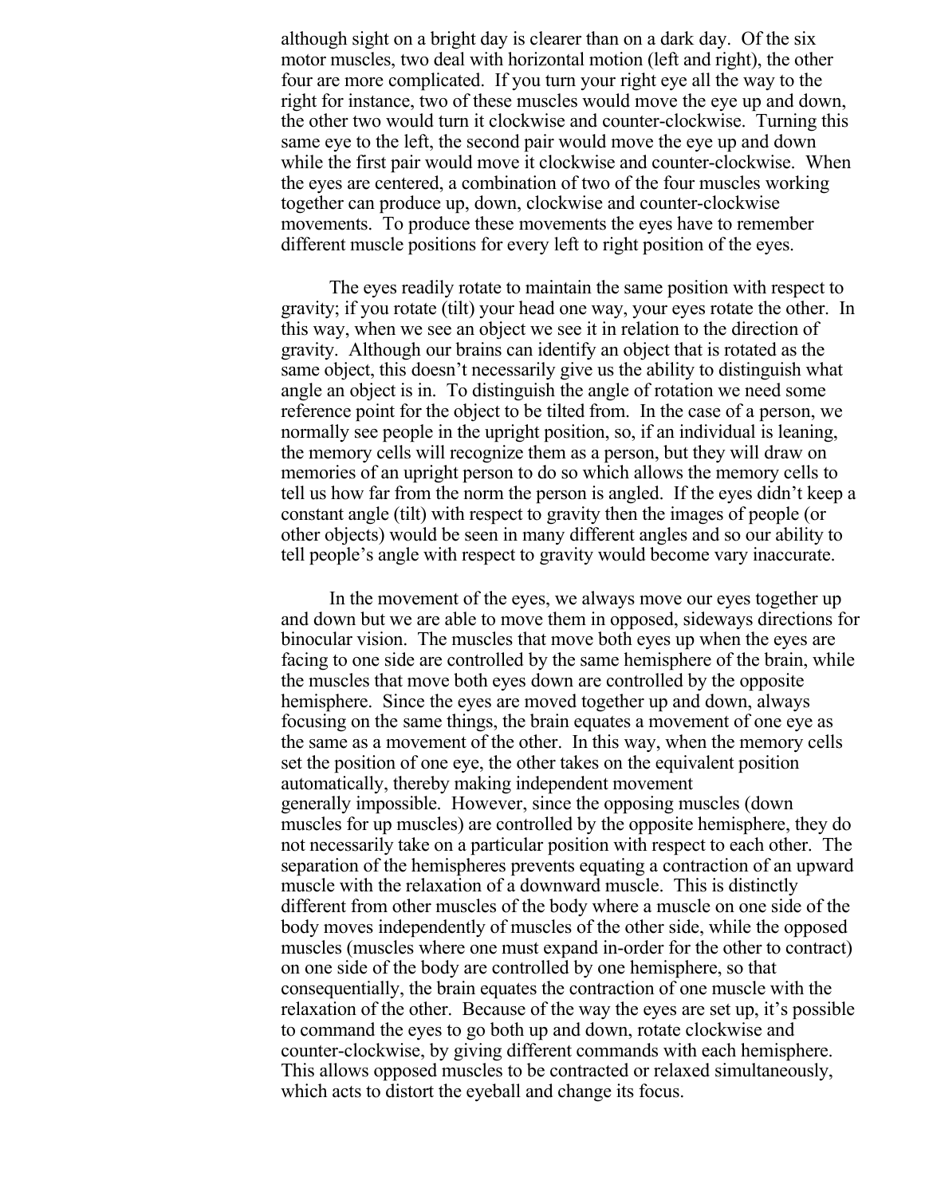although sight on a bright day is clearer than on a dark day. Of the six motor muscles, two deal with horizontal motion (left and right), the other four are more complicated. If you turn your right eye all the way to the right for instance, two of these muscles would move the eye up and down, the other two would turn it clockwise and counter-clockwise. Turning this same eye to the left, the second pair would move the eye up and down while the first pair would move it clockwise and counter-clockwise. When the eyes are centered, a combination of two of the four muscles working together can produce up, down, clockwise and counter-clockwise movements. To produce these movements the eyes have to remember different muscle positions for every left to right position of the eyes.

The eyes readily rotate to maintain the same position with respect to gravity; if you rotate (tilt) your head one way, your eyes rotate the other. In this way, when we see an object we see it in relation to the direction of gravity. Although our brains can identify an object that is rotated as the same object, this doesn't necessarily give us the ability to distinguish what angle an object is in. To distinguish the angle of rotation we need some reference point for the object to be tilted from. In the case of a person, we normally see people in the upright position, so, if an individual is leaning, the memory cells will recognize them as a person, but they will draw on memories of an upright person to do so which allows the memory cells to tell us how far from the norm the person is angled. If the eyes didn't keep a constant angle (tilt) with respect to gravity then the images of people (or other objects) would be seen in many different angles and so our ability to tell people's angle with respect to gravity would become vary inaccurate.

In the movement of the eyes, we always move our eyes together up and down but we are able to move them in opposed, sideways directions for binocular vision. The muscles that move both eyes up when the eyes are facing to one side are controlled by the same hemisphere of the brain, while the muscles that move both eyes down are controlled by the opposite hemisphere. Since the eyes are moved together up and down, always focusing on the same things, the brain equates a movement of one eye as the same as a movement of the other. In this way, when the memory cells set the position of one eye, the other takes on the equivalent position automatically, thereby making independent movement generally impossible. However, since the opposing muscles (down muscles for up muscles) are controlled by the opposite hemisphere, they do not necessarily take on a particular position with respect to each other. The separation of the hemispheres prevents equating a contraction of an upward muscle with the relaxation of a downward muscle. This is distinctly different from other muscles of the body where a muscle on one side of the body moves independently of muscles of the other side, while the opposed muscles (muscles where one must expand in-order for the other to contract) on one side of the body are controlled by one hemisphere, so that consequentially, the brain equates the contraction of one muscle with the relaxation of the other. Because of the way the eyes are set up, it's possible to command the eyes to go both up and down, rotate clockwise and counter-clockwise, by giving different commands with each hemisphere. This allows opposed muscles to be contracted or relaxed simultaneously, which acts to distort the eyeball and change its focus.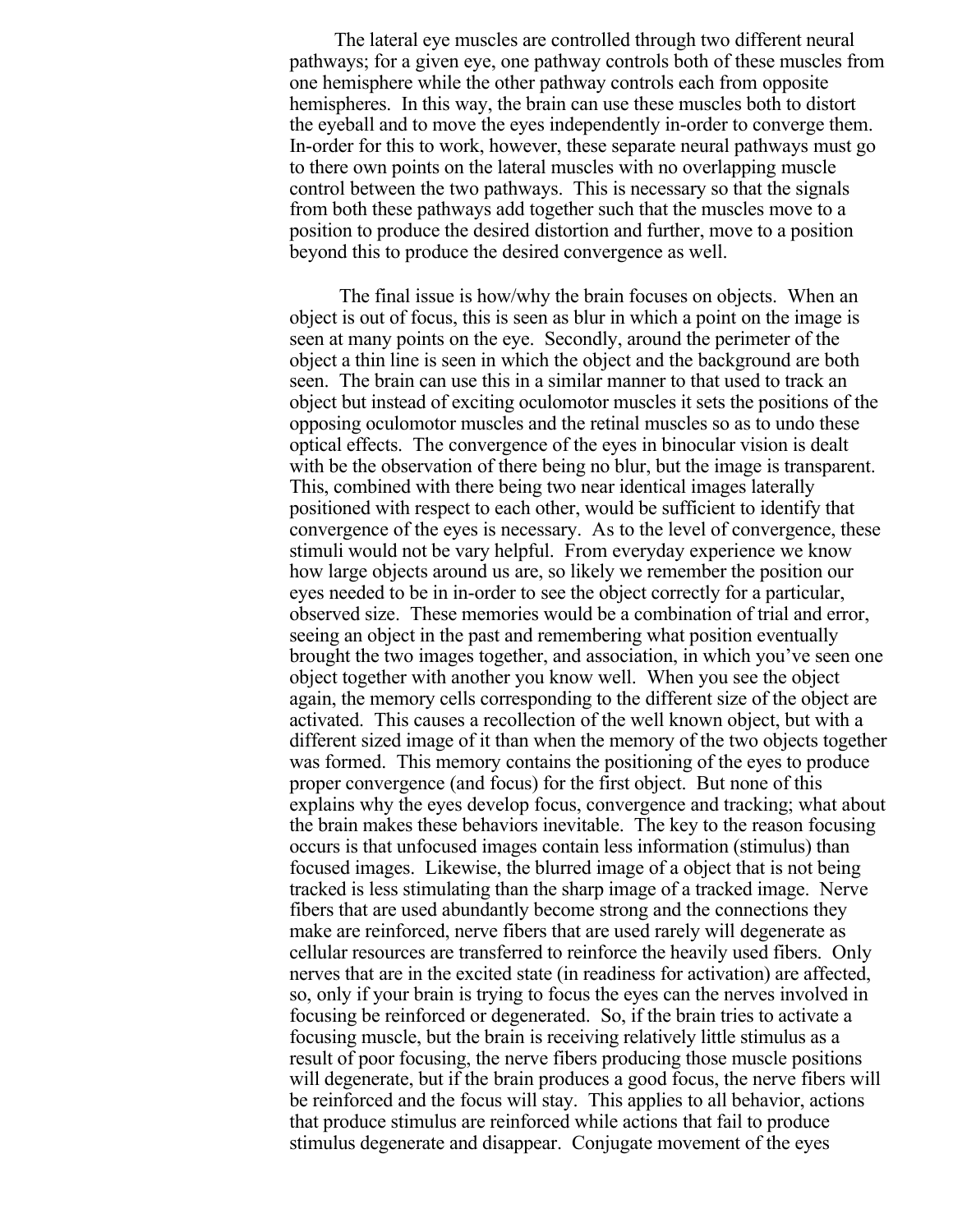The lateral eye muscles are controlled through two different neural pathways; for a given eye, one pathway controls both of these muscles from one hemisphere while the other pathway controls each from opposite hemispheres. In this way, the brain can use these muscles both to distort the eyeball and to move the eyes independently in-order to converge them. In-order for this to work, however, these separate neural pathways must go to there own points on the lateral muscles with no overlapping muscle control between the two pathways. This is necessary so that the signals from both these pathways add together such that the muscles move to a position to produce the desired distortion and further, move to a position beyond this to produce the desired convergence as well.

The final issue is how/why the brain focuses on objects. When an object is out of focus, this is seen as blur in which a point on the image is seen at many points on the eye. Secondly, around the perimeter of the object a thin line is seen in which the object and the background are both seen. The brain can use this in a similar manner to that used to track an object but instead of exciting oculomotor muscles it sets the positions of the opposing oculomotor muscles and the retinal muscles so as to undo these optical effects. The convergence of the eyes in binocular vision is dealt with be the observation of there being no blur, but the image is transparent. This, combined with there being two near identical images laterally positioned with respect to each other, would be sufficient to identify that convergence of the eyes is necessary. As to the level of convergence, these stimuli would not be vary helpful. From everyday experience we know how large objects around us are, so likely we remember the position our eyes needed to be in in-order to see the object correctly for a particular, observed size. These memories would be a combination of trial and error, seeing an object in the past and remembering what position eventually brought the two images together, and association, in which you've seen one object together with another you know well. When you see the object again, the memory cells corresponding to the different size of the object are activated. This causes a recollection of the well known object, but with a different sized image of it than when the memory of the two objects together was formed. This memory contains the positioning of the eyes to produce proper convergence (and focus) for the first object. But none of this explains why the eyes develop focus, convergence and tracking; what about the brain makes these behaviors inevitable. The key to the reason focusing occurs is that unfocused images contain less information (stimulus) than focused images. Likewise, the blurred image of a object that is not being tracked is less stimulating than the sharp image of a tracked image. Nerve fibers that are used abundantly become strong and the connections they make are reinforced, nerve fibers that are used rarely will degenerate as cellular resources are transferred to reinforce the heavily used fibers. Only nerves that are in the excited state (in readiness for activation) are affected, so, only if your brain is trying to focus the eyes can the nerves involved in focusing be reinforced or degenerated. So, if the brain tries to activate a focusing muscle, but the brain is receiving relatively little stimulus as a result of poor focusing, the nerve fibers producing those muscle positions will degenerate, but if the brain produces a good focus, the nerve fibers will be reinforced and the focus will stay. This applies to all behavior, actions that produce stimulus are reinforced while actions that fail to produce stimulus degenerate and disappear. Conjugate movement of the eyes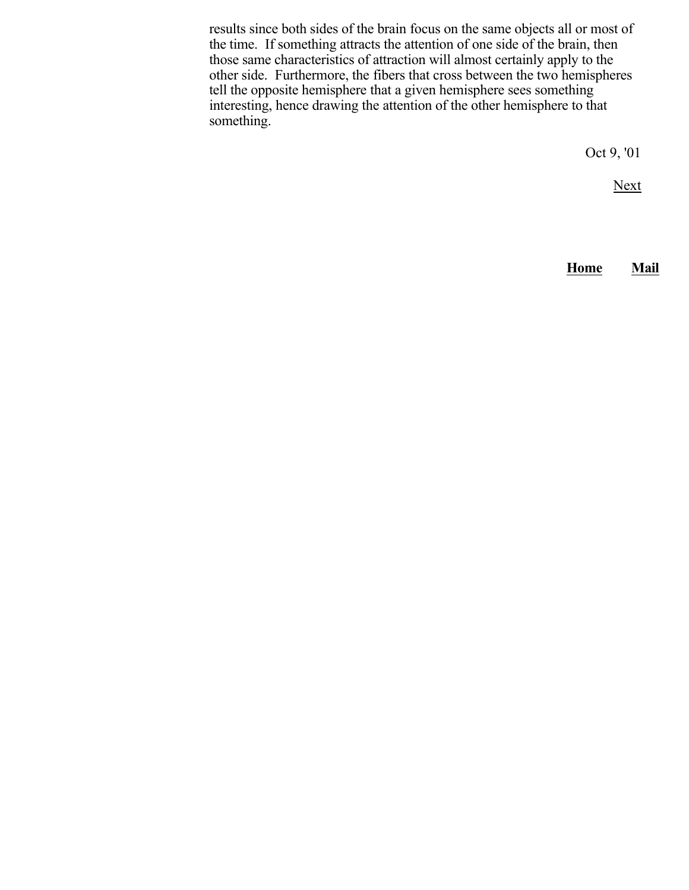results since both sides of the brain focus on the same objects all or most of the time.  If something attracts the attention of one side of the brain, then those same characteristics of attraction will almost certainly apply to the other side.  Furthermore, the fibers that cross between the two hemispheres tell the opposite hemisphere that a given hemisphere sees something interesting, hence drawing the attention of the other hemisphere to that something.

Oct 9, '01

Next

**Home** **Mail**